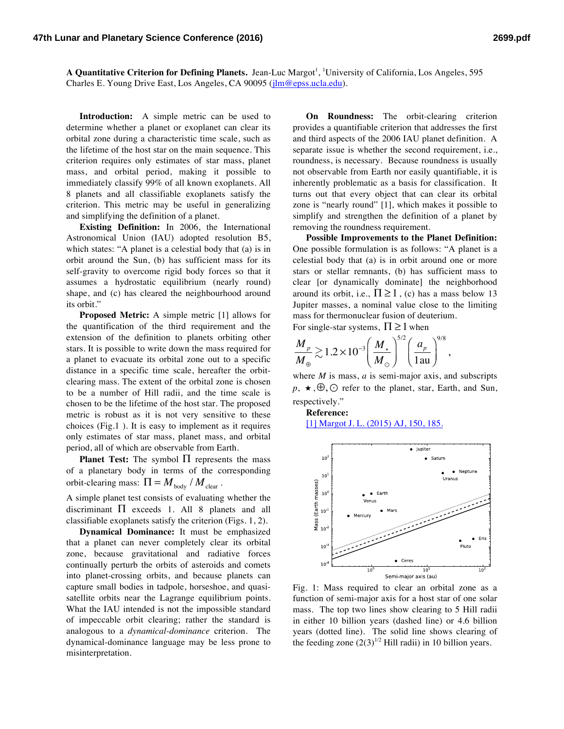**A Quantitative Criterion for Defining Planets.** Jean-Luc Margot[1], [1]University of California, Los Angeles, 595 Charles E. Young Drive East, Los Angeles, CA 90095 (jlm@epss.ucla.edu).

**Introduction:** A simple metric can be used to determine whether a planet or exoplanet can clear its orbital zone during a characteristic time scale, such as the lifetime of the host star on the main sequence. This criterion requires only estimates of star mass, planet mass, and orbital period, making it possible to immediately classify 99% of all known exoplanets. All 8 planets and all classifiable exoplanets satisfy the criterion. This metric may be useful in generalizing and simplifying the definition of a planet.

**Existing Definition:** In 2006, the International Astronomical Union (IAU) adopted resolution B5, which states: "A planet is a celestial body that (a) is in orbit around the Sun, (b) has sufficient mass for its self-gravity to overcome rigid body forces so that it assumes a hydrostatic equilibrium (nearly round) shape, and (c) has cleared the neighbourhood around its orbit."

**Proposed Metric:** A simple metric [1] allows for the quantification of the third requirement and the extension of the definition to planets orbiting other stars. It is possible to write down the mass required for a planet to evacuate its orbital zone out to a specific distance in a specific time scale, hereafter the orbit-clearing mass. The extent of the orbital zone is chosen to be a number of Hill radii, and the time scale is chosen to be the lifetime of the host star. The proposed metric is robust as it is not very sensitive to these choices (Fig.1 ). It is easy to implement as it requires only estimates of star mass, planet mass, and orbital period, all of which are observable from Earth.

**Planet Test:** The symbol $\Pi$ represents the mass of a planetary body in terms of the corresponding orbit-clearing mass: $\Pi = M_{\text{body}} / M_{\text{clear}}$.

A simple planet test consists of evaluating whether the discriminant $\Pi$ exceeds 1. All 8 planets and all classifiable exoplanets satisfy the criterion (Figs. 1, 2).

**Dynamical Dominance:** It must be emphasized that a planet can never completely clear its orbital zone, because gravitational and radiative forces continually perturb the orbits of asteroids and comets into planet-crossing orbits, and because planets can capture small bodies in tadpole, horseshoe, and quasi-satellite orbits near the Lagrange equilibrium points. What the IAU intended is not the impossible standard of impeccable orbit clearing; rather the standard is analogous to a *dynamical-dominance* criterion. The dynamical-dominance language may be less prone to misinterpretation.

**On Roundness:** The orbit-clearing criterion provides a quantifiable criterion that addresses the first and third aspects of the 2006 IAU planet definition. A separate issue is whether the second requirement, i.e., roundness, is necessary. Because roundness is usually not observable from Earth nor easily quantifiable, it is inherently problematic as a basis for classification. It turns out that every object that can clear its orbital zone is "nearly round" [1], which makes it possible to simplify and strengthen the definition of a planet by removing the roundness requirement.

**Possible Improvements to the Planet Definition:** One possible formulation is as follows: "A planet is a celestial body that (a) is in orbit around one or more stars or stellar remnants, (b) has sufficient mass to clear [or dynamically dominate] the neighborhood around its orbit, i.e., $\Pi \geq 1$, (c) has a mass below 13 Jupiter masses, a nominal value close to the limiting mass for thermonuclear fusion of deuterium.

For single-star systems, $\Pi \geq 1$ when

$$\frac{M_p}{M_\oplus} \gtrsim 1.2 \times 10^{-3} \left( \frac{M_\star}{M_\odot} \right)^{5/2} \left( \frac{a_p}{1\,\text{au}} \right)^{9/8},$$

where $M$ is mass, $a$ is semi-major axis, and subscripts $p$, $\star$, $\oplus$, $\odot$ refer to the planet, star, Earth, and Sun, respectively."

**Reference:**
[1] Margot J. L. (2015) AJ, 150, 185.

Fig. 1: Mass required to clear an orbital zone as a function of semi-major axis for a host star of one solar mass. The top two lines show clearing to 5 Hill radii in either 10 billion years (dashed line) or 4.6 billion years (dotted line). The solid line shows clearing of the feeding zone $(2(3)^{1/2}$ Hill radii) in 10 billion years.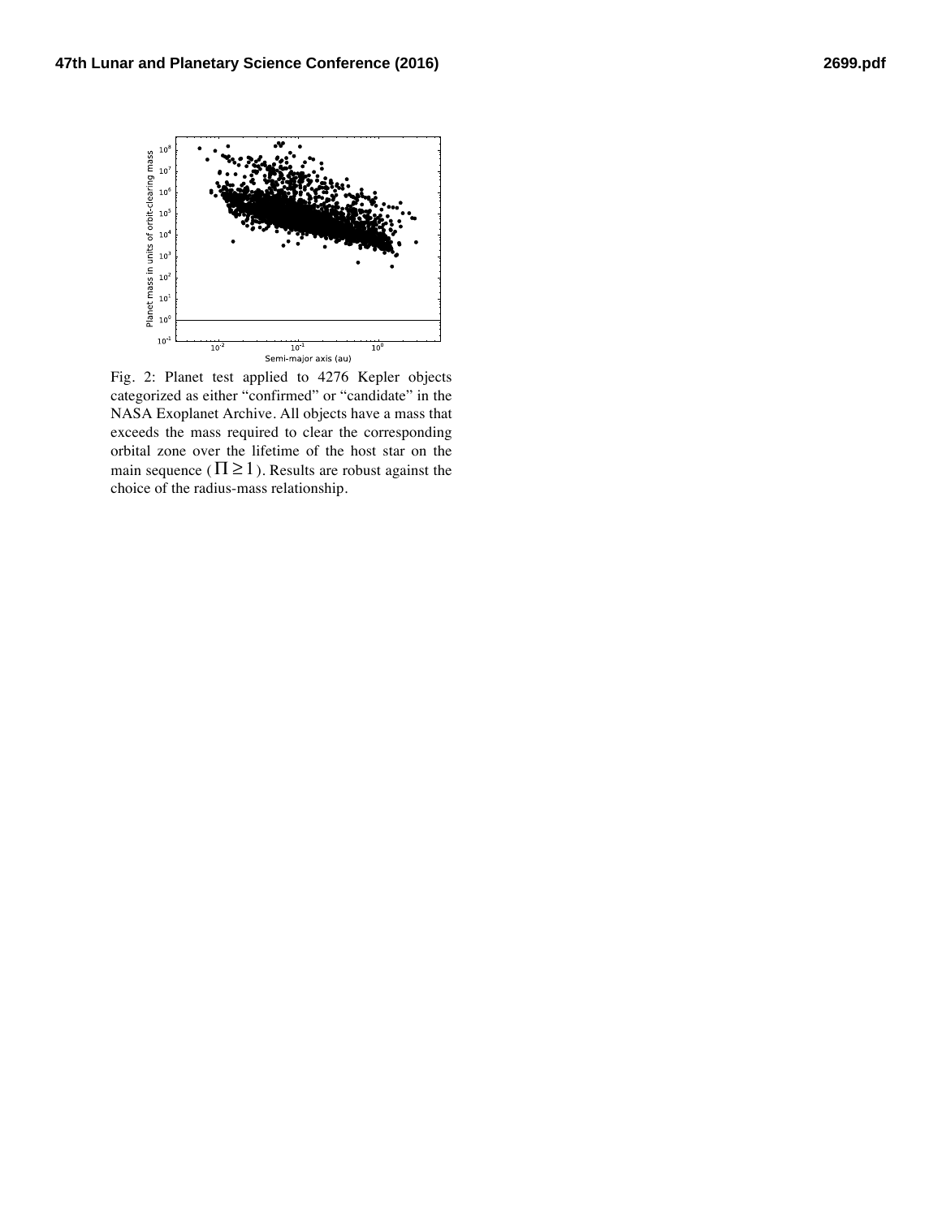Planet mass in units of orbit-clearing mass

$10^{8}$
$10^{7}$
$10^{6}$
$10^{5}$
$10^{4}$
$10^{3}$
$10^{2}$
$10^{1}$
$10^{0}$
$10^{-1}$

$10^{-2}$
$10^{-1}$
$10^{0}$

Semi-major axis (au)

Fig. 2: Planet test applied to 4276 Kepler objects categorized as either "confirmed" or "candidate" in the NASA Exoplanet Archive. All objects have a mass that exceeds the mass required to clear the corresponding orbital zone over the lifetime of the host star on the main sequence ($\Pi \geq 1$). Results are robust against the choice of the radius-mass relationship.